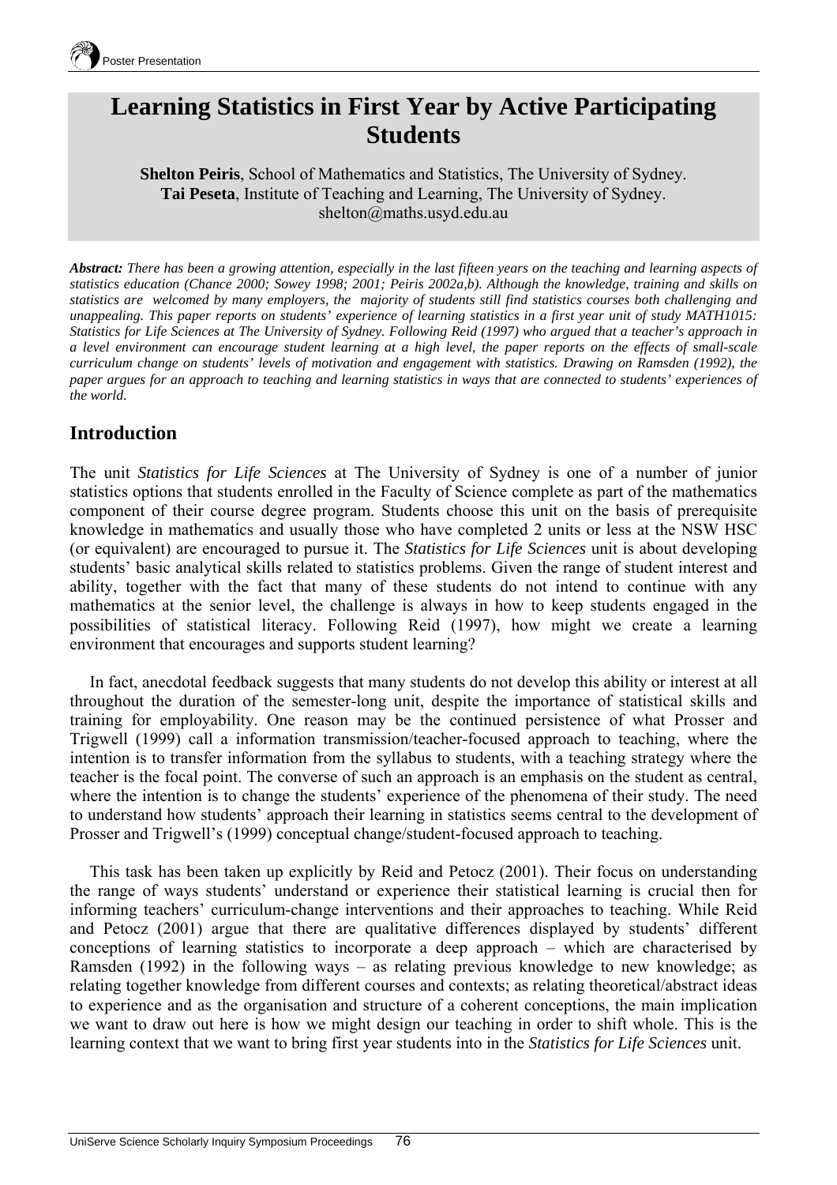# Learning Statistics in First Year by Active Participating Students

**Shelton Peiris**, School of Mathematics and Statistics, The University of Sydney.
**Tai Peseta**, Institute of Teaching and Learning, The University of Sydney.
shelton@maths.usyd.edu.au

***Abstract:*** *There has been a growing attention, especially in the last fifteen years on the teaching and learning aspects of statistics education (Chance 2000; Sowey 1998; 2001; Peiris 2002a,b). Although the knowledge, training and skills on statistics are welcomed by many employers, the majority of students still find statistics courses both challenging and unappealing. This paper reports on students' experience of learning statistics in a first year unit of study MATH1015: Statistics for Life Sciences at The University of Sydney. Following Reid (1997) who argued that a teacher's approach in a level environment can encourage student learning at a high level, the paper reports on the effects of small-scale curriculum change on students' levels of motivation and engagement with statistics. Drawing on Ramsden (1992), the paper argues for an approach to teaching and learning statistics in ways that are connected to students' experiences of the world.*

## Introduction

The unit *Statistics for Life Sciences* at The University of Sydney is one of a number of junior statistics options that students enrolled in the Faculty of Science complete as part of the mathematics component of their course degree program. Students choose this unit on the basis of prerequisite knowledge in mathematics and usually those who have completed 2 units or less at the NSW HSC (or equivalent) are encouraged to pursue it. The *Statistics for Life Sciences* unit is about developing students' basic analytical skills related to statistics problems. Given the range of student interest and ability, together with the fact that many of these students do not intend to continue with any mathematics at the senior level, the challenge is always in how to keep students engaged in the possibilities of statistical literacy. Following Reid (1997), how might we create a learning environment that encourages and supports student learning?

In fact, anecdotal feedback suggests that many students do not develop this ability or interest at all throughout the duration of the semester-long unit, despite the importance of statistical skills and training for employability. One reason may be the continued persistence of what Prosser and Trigwell (1999) call a information transmission/teacher-focused approach to teaching, where the intention is to transfer information from the syllabus to students, with a teaching strategy where the teacher is the focal point. The converse of such an approach is an emphasis on the student as central, where the intention is to change the students' experience of the phenomena of their study. The need to understand how students' approach their learning in statistics seems central to the development of Prosser and Trigwell's (1999) conceptual change/student-focused approach to teaching.

This task has been taken up explicitly by Reid and Petocz (2001). Their focus on understanding the range of ways students' understand or experience their statistical learning is crucial then for informing teachers' curriculum-change interventions and their approaches to teaching. While Reid and Petocz (2001) argue that there are qualitative differences displayed by students' different conceptions of learning statistics to incorporate a deep approach – which are characterised by Ramsden (1992) in the following ways – as relating previous knowledge to new knowledge; as relating together knowledge from different courses and contexts; as relating theoretical/abstract ideas to experience and as the organisation and structure of a coherent conceptions, the main implication we want to draw out here is how we might design our teaching in order to shift whole. This is the learning context that we want to bring first year students into in the *Statistics for Life Sciences* unit.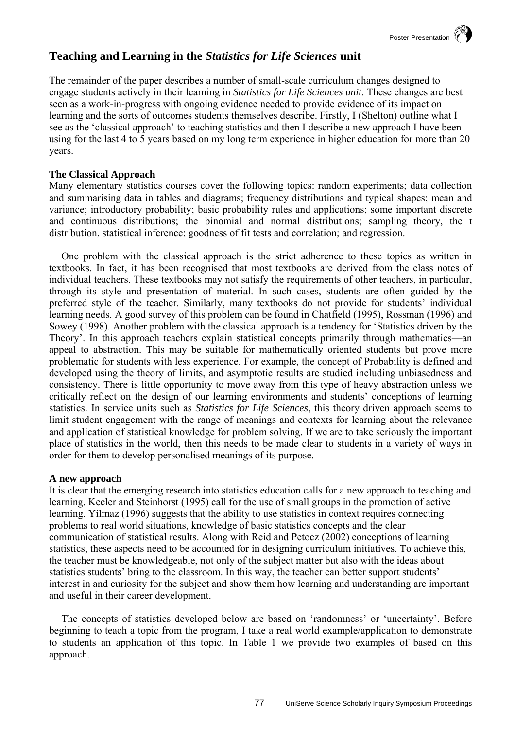## Teaching and Learning in the *Statistics for Life Sciences* unit

The remainder of the paper describes a number of small-scale curriculum changes designed to engage students actively in their learning in *Statistics for Life Sciences unit*. These changes are best seen as a work-in-progress with ongoing evidence needed to provide evidence of its impact on learning and the sorts of outcomes students themselves describe. Firstly, I (Shelton) outline what I see as the 'classical approach' to teaching statistics and then I describe a new approach I have been using for the last 4 to 5 years based on my long term experience in higher education for more than 20 years.

**The Classical Approach**

Many elementary statistics courses cover the following topics: random experiments; data collection and summarising data in tables and diagrams; frequency distributions and typical shapes; mean and variance; introductory probability; basic probability rules and applications; some important discrete and continuous distributions; the binomial and normal distributions; sampling theory, the t distribution, statistical inference; goodness of fit tests and correlation; and regression.

One problem with the classical approach is the strict adherence to these topics as written in textbooks. In fact, it has been recognised that most textbooks are derived from the class notes of individual teachers. These textbooks may not satisfy the requirements of other teachers, in particular, through its style and presentation of material. In such cases, students are often guided by the preferred style of the teacher. Similarly, many textbooks do not provide for students' individual learning needs. A good survey of this problem can be found in Chatfield (1995), Rossman (1996) and Sowey (1998). Another problem with the classical approach is a tendency for 'Statistics driven by the Theory'. In this approach teachers explain statistical concepts primarily through mathematics—an appeal to abstraction. This may be suitable for mathematically oriented students but prove more problematic for students with less experience. For example, the concept of Probability is defined and developed using the theory of limits, and asymptotic results are studied including unbiasedness and consistency. There is little opportunity to move away from this type of heavy abstraction unless we critically reflect on the design of our learning environments and students' conceptions of learning statistics. In service units such as *Statistics for Life Sciences*, this theory driven approach seems to limit student engagement with the range of meanings and contexts for learning about the relevance and application of statistical knowledge for problem solving. If we are to take seriously the important place of statistics in the world, then this needs to be made clear to students in a variety of ways in order for them to develop personalised meanings of its purpose.

**A new approach**

It is clear that the emerging research into statistics education calls for a new approach to teaching and learning. Keeler and Steinhorst (1995) call for the use of small groups in the promotion of active learning. Yilmaz (1996) suggests that the ability to use statistics in context requires connecting problems to real world situations, knowledge of basic statistics concepts and the clear communication of statistical results. Along with Reid and Petocz (2002) conceptions of learning statistics, these aspects need to be accounted for in designing curriculum initiatives. To achieve this, the teacher must be knowledgeable, not only of the subject matter but also with the ideas about statistics students' bring to the classroom. In this way, the teacher can better support students' interest in and curiosity for the subject and show them how learning and understanding are important and useful in their career development.

The concepts of statistics developed below are based on 'randomness' or 'uncertainty'. Before beginning to teach a topic from the program, I take a real world example/application to demonstrate to students an application of this topic. In Table 1 we provide two examples of based on this approach.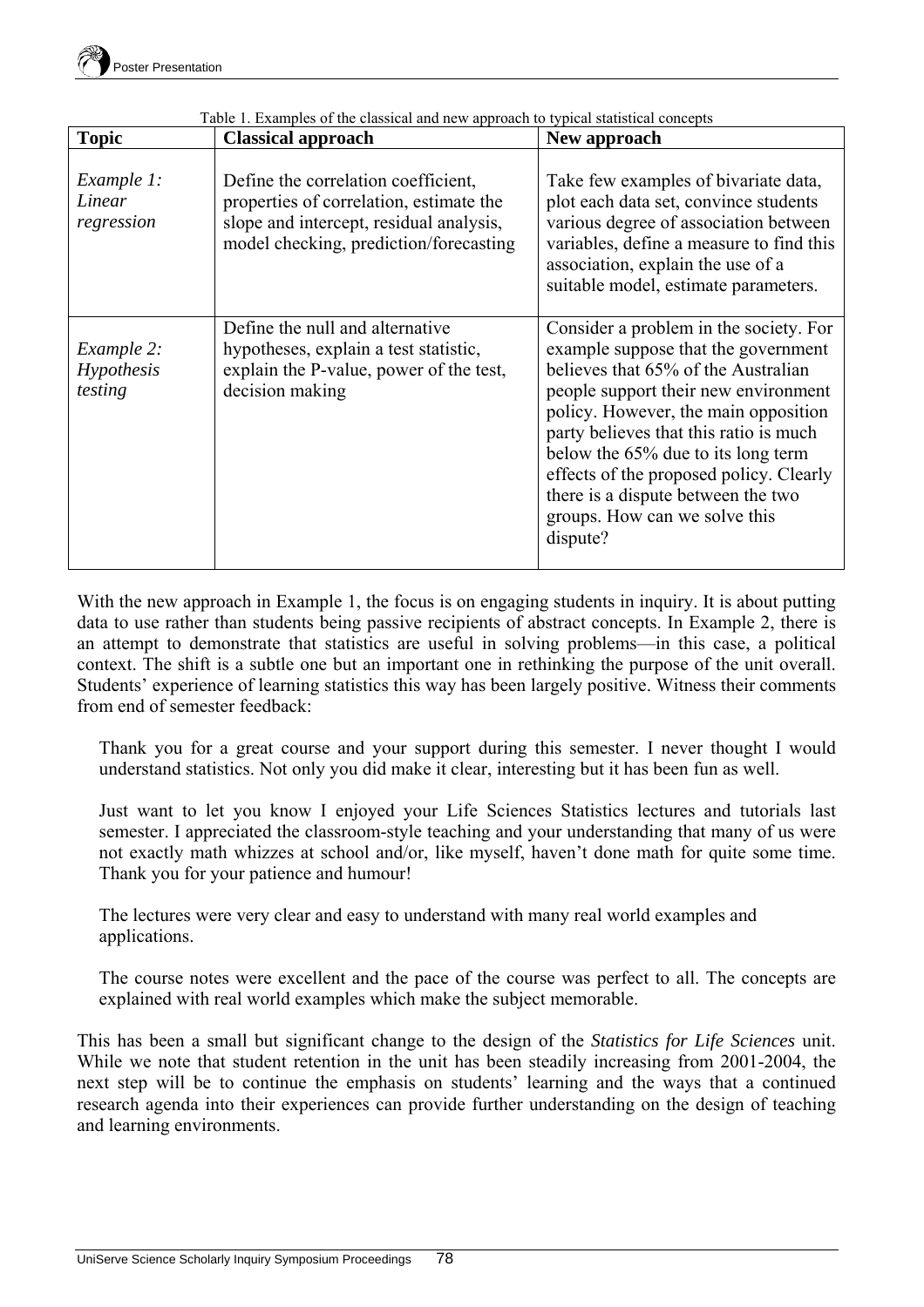Table 1. Examples of the classical and new approach to typical statistical concepts

| Topic | Classical approach | New approach |
|---|---|---|
| *Example 1: Linear regression* | Define the correlation coefficient, properties of correlation, estimate the slope and intercept, residual analysis, model checking, prediction/forecasting | Take few examples of bivariate data, plot each data set, convince students various degree of association between variables, define a measure to find this association, explain the use of a suitable model, estimate parameters. |
| *Example 2: Hypothesis testing* | Define the null and alternative hypotheses, explain a test statistic, explain the P-value, power of the test, decision making | Consider a problem in the society. For example suppose that the government believes that 65% of the Australian people support their new environment policy. However, the main opposition party believes that this ratio is much below the 65% due to its long term effects of the proposed policy. Clearly there is a dispute between the two groups. How can we solve this dispute? |

With the new approach in Example 1, the focus is on engaging students in inquiry. It is about putting data to use rather than students being passive recipients of abstract concepts. In Example 2, there is an attempt to demonstrate that statistics are useful in solving problems—in this case, a political context. The shift is a subtle one but an important one in rethinking the purpose of the unit overall. Students' experience of learning statistics this way has been largely positive. Witness their comments from end of semester feedback:

> Thank you for a great course and your support during this semester. I never thought I would understand statistics. Not only you did make it clear, interesting but it has been fun as well.
>
> Just want to let you know I enjoyed your Life Sciences Statistics lectures and tutorials last semester. I appreciated the classroom-style teaching and your understanding that many of us were not exactly math whizzes at school and/or, like myself, haven't done math for quite some time. Thank you for your patience and humour!
>
> The lectures were very clear and easy to understand with many real world examples and applications.
>
> The course notes were excellent and the pace of the course was perfect to all. The concepts are explained with real world examples which make the subject memorable.

This has been a small but significant change to the design of the *Statistics for Life Sciences* unit. While we note that student retention in the unit has been steadily increasing from 2001-2004, the next step will be to continue the emphasis on students' learning and the ways that a continued research agenda into their experiences can provide further understanding on the design of teaching and learning environments.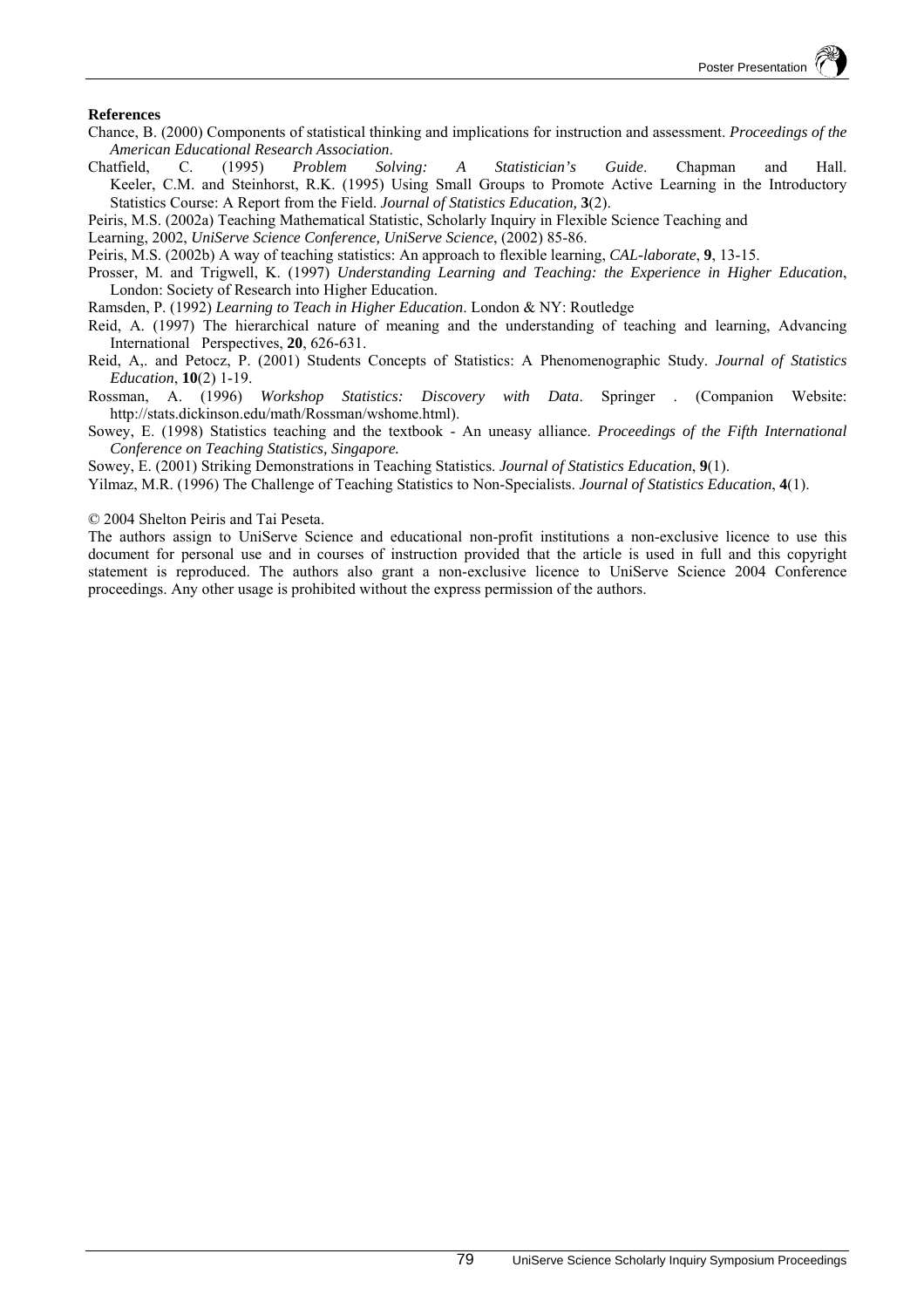**References**

Chance, B. (2000) Components of statistical thinking and implications for instruction and assessment. *Proceedings of the American Educational Research Association*.

Chatfield, C. (1995) *Problem Solving: A Statistician's Guide*. Chapman and Hall.

Keeler, C.M. and Steinhorst, R.K. (1995) Using Small Groups to Promote Active Learning in the Introductory Statistics Course: A Report from the Field. *Journal of Statistics Education,* **3**(2).

Peiris, M.S. (2002a) Teaching Mathematical Statistic, Scholarly Inquiry in Flexible Science Teaching and Learning, 2002, *UniServe Science Conference, UniServe Science*, (2002) 85-86.

Peiris, M.S. (2002b) A way of teaching statistics: An approach to flexible learning, *CAL-laborate*, **9**, 13-15.

Prosser, M. and Trigwell, K. (1997) *Understanding Learning and Teaching: the Experience in Higher Education*, London: Society of Research into Higher Education.

Ramsden, P. (1992) *Learning to Teach in Higher Education*. London & NY: Routledge

Reid, A. (1997) The hierarchical nature of meaning and the understanding of teaching and learning, Advancing International Perspectives, **20**, 626-631.

Reid, A,. and Petocz, P. (2001) Students Concepts of Statistics: A Phenomenographic Study. *Journal of Statistics Education*, **10**(2) 1-19.

Rossman, A. (1996) *Workshop Statistics: Discovery with Data*. Springer . (Companion Website: http://stats.dickinson.edu/math/Rossman/wshome.html).

Sowey, E. (1998) Statistics teaching and the textbook - An uneasy alliance. *Proceedings of the Fifth International Conference on Teaching Statistics, Singapore.*

Sowey, E. (2001) Striking Demonstrations in Teaching Statistics. *Journal of Statistics Education*, **9**(1).

Yilmaz, M.R. (1996) The Challenge of Teaching Statistics to Non-Specialists. *Journal of Statistics Education*, **4**(1).

© 2004 Shelton Peiris and Tai Peseta.

The authors assign to UniServe Science and educational non-profit institutions a non-exclusive licence to use this document for personal use and in courses of instruction provided that the article is used in full and this copyright statement is reproduced. The authors also grant a non-exclusive licence to UniServe Science 2004 Conference proceedings. Any other usage is prohibited without the express permission of the authors.